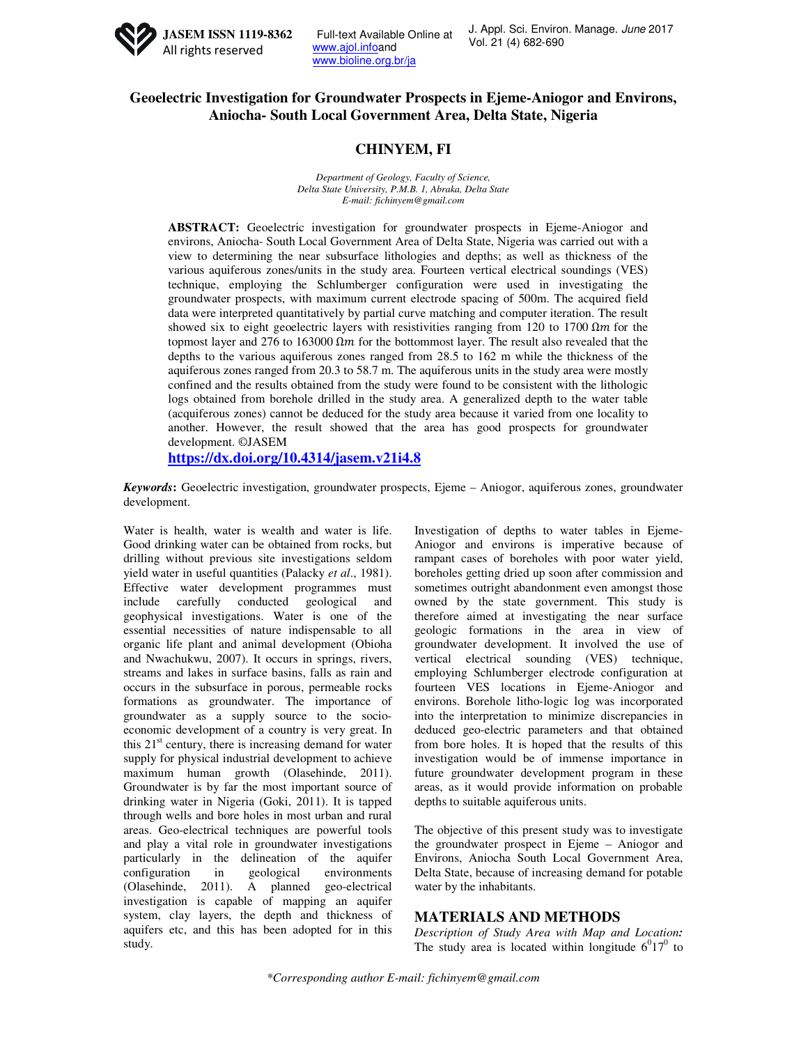# Geoelectric Investigation for Groundwater Prospects in Ejeme-Aniogor and Environs, Aniocha- South Local Government Area, Delta State, Nigeria

## CHINYEM, FI

*Department of Geology, Faculty of Science,*
*Delta State University, P.M.B. 1, Abraka, Delta State*
*E-mail: fichinyem@gmail.com*

**ABSTRACT:** Geoelectric investigation for groundwater prospects in Ejeme-Aniogor and environs, Aniocha- South Local Government Area of Delta State, Nigeria was carried out with a view to determining the near subsurface lithologies and depths; as well as thickness of the various aquiferous zones/units in the study area. Fourteen vertical electrical soundings (VES) technique, employing the Schlumberger configuration were used in investigating the groundwater prospects, with maximum current electrode spacing of 500m. The acquired field data were interpreted quantitatively by partial curve matching and computer iteration. The result showed six to eight geoelectric layers with resistivities ranging from 120 to 1700 $\Omega m$ for the topmost layer and 276 to 163000 $\Omega m$ for the bottommost layer. The result also revealed that the depths to the various aquiferous zones ranged from 28.5 to 162 m while the thickness of the aquiferous zones ranged from 20.3 to 58.7 m. The aquiferous units in the study area were mostly confined and the results obtained from the study were found to be consistent with the lithologic logs obtained from borehole drilled in the study area. A generalized depth to the water table (acquiferous zones) cannot be deduced for the study area because it varied from one locality to another. However, the result showed that the area has good prospects for groundwater development. ©JASEM

**https://dx.doi.org/10.4314/jasem.v21i4.8**

***Keywords*:** Geoelectric investigation, groundwater prospects, Ejeme – Aniogor, aquiferous zones, groundwater development.

Water is health, water is wealth and water is life. Good drinking water can be obtained from rocks, but drilling without previous site investigations seldom yield water in useful quantities (Palacky *et al*., 1981). Effective water development programmes must include carefully conducted geological and geophysical investigations. Water is one of the essential necessities of nature indispensable to all organic life plant and animal development (Obioha and Nwachukwu, 2007). It occurs in springs, rivers, streams and lakes in surface basins, falls as rain and occurs in the subsurface in porous, permeable rocks formations as groundwater. The importance of groundwater as a supply source to the socio-economic development of a country is very great. In this 21st century, there is increasing demand for water supply for physical industrial development to achieve maximum human growth (Olasehinde, 2011). Groundwater is by far the most important source of drinking water in Nigeria (Goki, 2011). It is tapped through wells and bore holes in most urban and rural areas. Geo-electrical techniques are powerful tools and play a vital role in groundwater investigations particularly in the delineation of the aquifer configuration in geological environments (Olasehinde, 2011). A planned geo-electrical investigation is capable of mapping an aquifer system, clay layers, the depth and thickness of aquifers etc, and this has been adopted for in this study.

Investigation of depths to water tables in Ejeme-Aniogor and environs is imperative because of rampant cases of boreholes with poor water yield, boreholes getting dried up soon after commission and sometimes outright abandonment even amongst those owned by the state government. This study is therefore aimed at investigating the near surface geologic formations in the area in view of groundwater development. It involved the use of vertical electrical sounding (VES) technique, employing Schlumberger electrode configuration at fourteen VES locations in Ejeme-Aniogor and environs. Borehole litho-logic log was incorporated into the interpretation to minimize discrepancies in deduced geo-electric parameters and that obtained from bore holes. It is hoped that the results of this investigation would be of immense importance in future groundwater development program in these areas, as it would provide information on probable depths to suitable aquiferous units.

The objective of this present study was to investigate the groundwater prospect in Ejeme – Aniogor and Environs, Aniocha South Local Government Area, Delta State, because of increasing demand for potable water by the inhabitants.

## MATERIALS AND METHODS

*Description of Study Area with Map and Location:* The study area is located within longitude $6^{0}17^{0}$ to

*Corresponding author E-mail: fichinyem@gmail.com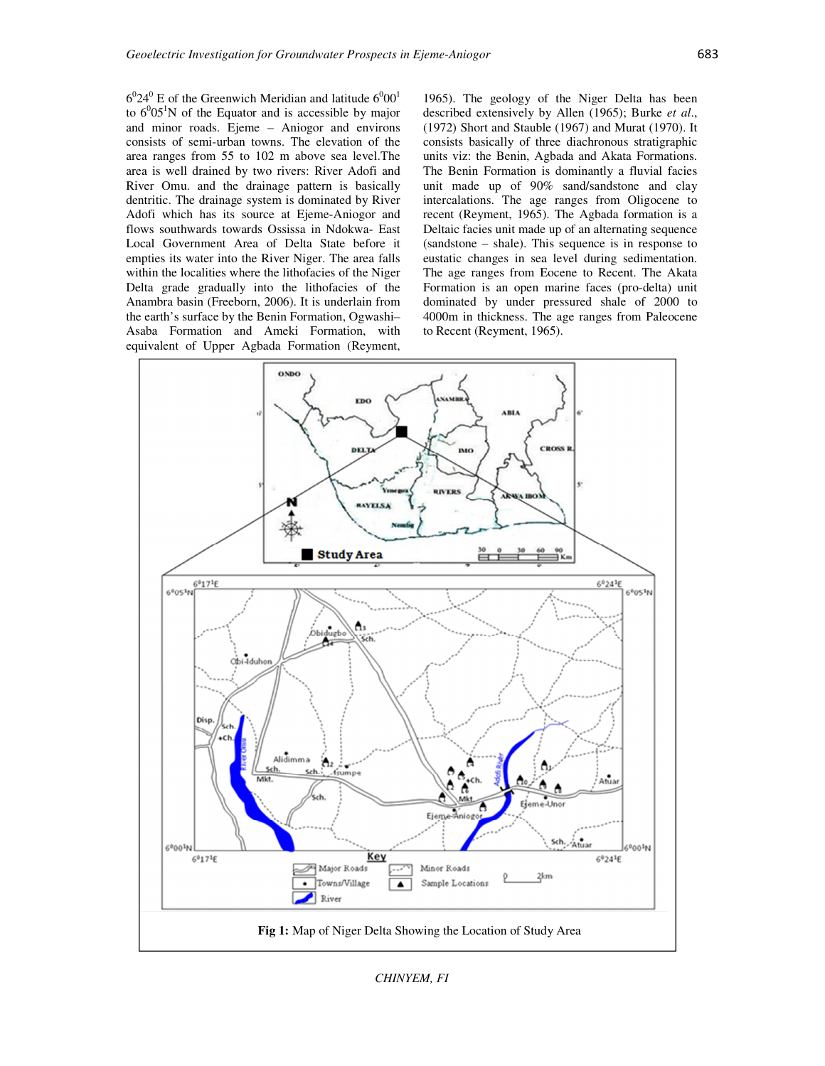$6^0 24^0$ E of the Greenwich Meridian and latitude $6^0 00^1$ to $6^0 05^1$N of the Equator and is accessible by major and minor roads. Ejeme – Aniogor and environs consists of semi-urban towns. The elevation of the area ranges from 55 to 102 m above sea level.The area is well drained by two rivers: River Adofi and River Omu. and the drainage pattern is basically dentritic. The drainage system is dominated by River Adofi which has its source at Ejeme-Aniogor and flows southwards towards Ossissa in Ndokwa- East Local Government Area of Delta State before it empties its water into the River Niger. The area falls within the localities where the lithofacies of the Niger Delta grade gradually into the lithofacies of the Anambra basin (Freeborn, 2006). It is underlain from the earth's surface by the Benin Formation, Ogwashi–Asaba Formation and Ameki Formation, with equivalent of Upper Agbada Formation (Reyment, 1965). The geology of the Niger Delta has been described extensively by Allen (1965); Burke *et al.*, (1972) Short and Stauble (1967) and Murat (1970). It consists basically of three diachronous stratigraphic units viz: the Benin, Agbada and Akata Formations. The Benin Formation is dominantly a fluvial facies unit made up of 90% sand/sandstone and clay intercalations. The age ranges from Oligocene to recent (Reyment, 1965). The Agbada formation is a Deltaic facies unit made up of an alternating sequence (sandstone – shale). This sequence is in response to eustatic changes in sea level during sedimentation. The age ranges from Eocene to Recent. The Akata Formation is an open marine faces (pro-delta) unit dominated by under pressured shale of 2000 to 4000m in thickness. The age ranges from Paleocene to Recent (Reyment, 1965).

**Fig 1:** Map of Niger Delta Showing the Location of Study Area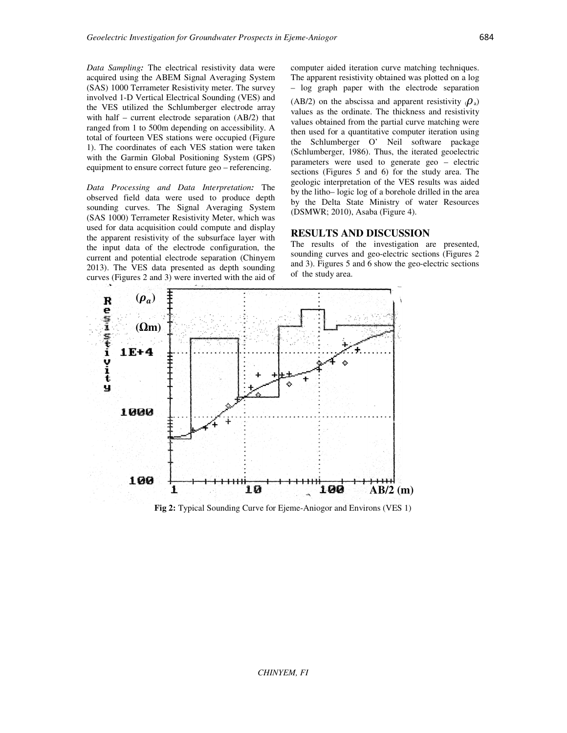*Data Sampling:* The electrical resistivity data were acquired using the ABEM Signal Averaging System (SAS) 1000 Terrameter Resistivity meter. The survey involved 1-D Vertical Electrical Sounding (VES) and the VES utilized the Schlumberger electrode array with half – current electrode separation (AB/2) that ranged from 1 to 500m depending on accessibility. A total of fourteen VES stations were occupied (Figure 1). The coordinates of each VES station were taken with the Garmin Global Positioning System (GPS) equipment to ensure correct future geo – referencing.

*Data Processing and Data Interpretation:* The observed field data were used to produce depth sounding curves. The Signal Averaging System (SAS 1000) Terrameter Resistivity Meter, which was used for data acquisition could compute and display the apparent resistivity of the subsurface layer with the input data of the electrode configuration, the current and potential electrode separation (Chinyem 2013). The VES data presented as depth sounding curves (Figures 2 and 3) were inverted with the aid of computer aided iteration curve matching techniques. The apparent resistivity obtained was plotted on a log – log graph paper with the electrode separation (AB/2) on the abscissa and apparent resistivity ($\rho_a$) values as the ordinate. The thickness and resistivity values obtained from the partial curve matching were then used for a quantitative computer iteration using the Schlumberger O' Neil software package (Schlumberger, 1986). Thus, the iterated geoelectric parameters were used to generate geo – electric sections (Figures 5 and 6) for the study area. The geologic interpretation of the VES results was aided by the litho– logic log of a borehole drilled in the area by the Delta State Ministry of water Resources (DSMWR; 2010), Asaba (Figure 4).

## RESULTS AND DISCUSSION

The results of the investigation are presented, sounding curves and geo-electric sections (Figures 2 and 3). Figures 5 and 6 show the geo-electric sections of the study area.

**Fig 2:** Typical Sounding Curve for Ejeme-Aniogor and Environs (VES 1)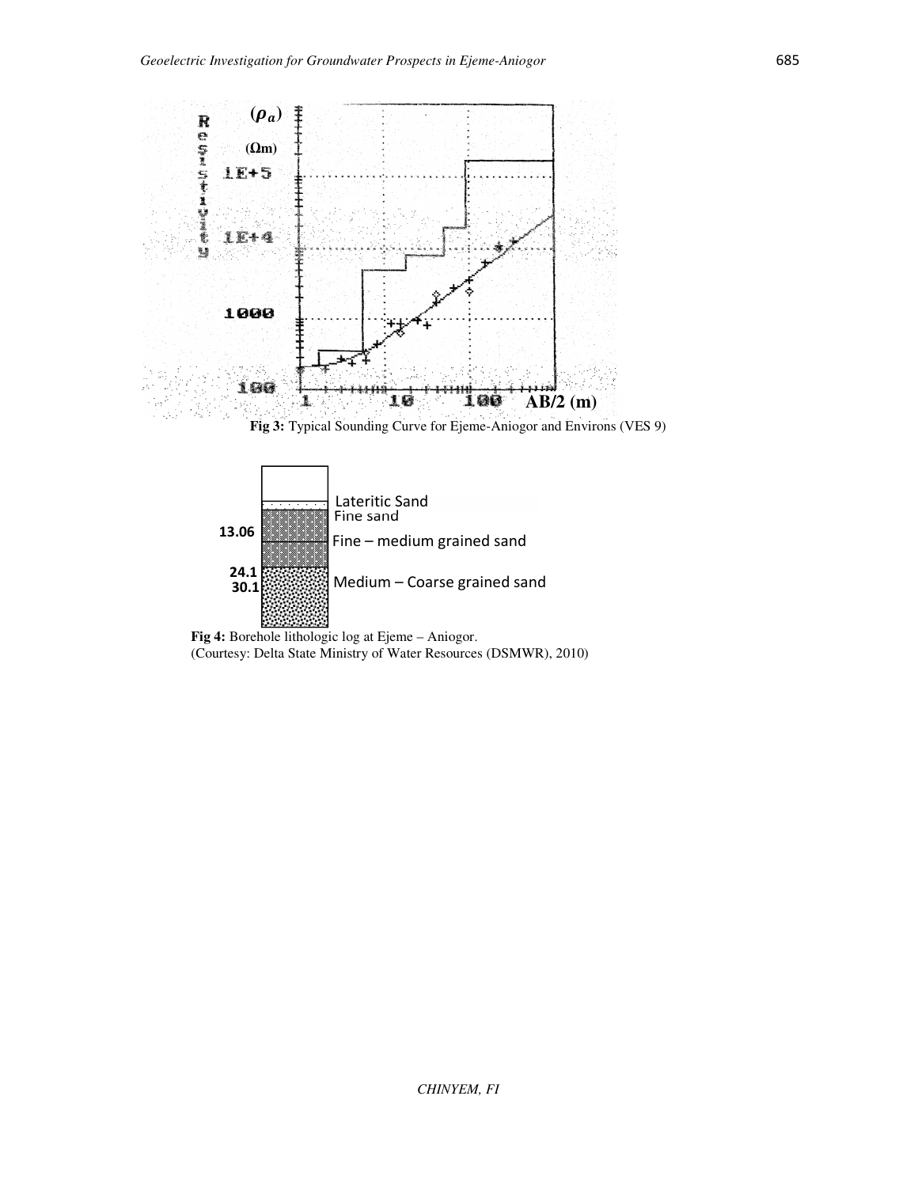**Fig 3:** Typical Sounding Curve for Ejeme-Aniogor and Environs (VES 9)

**Fig 4:** Borehole lithologic log at Ejeme – Aniogor.
(Courtesy: Delta State Ministry of Water Resources (DSMWR), 2010)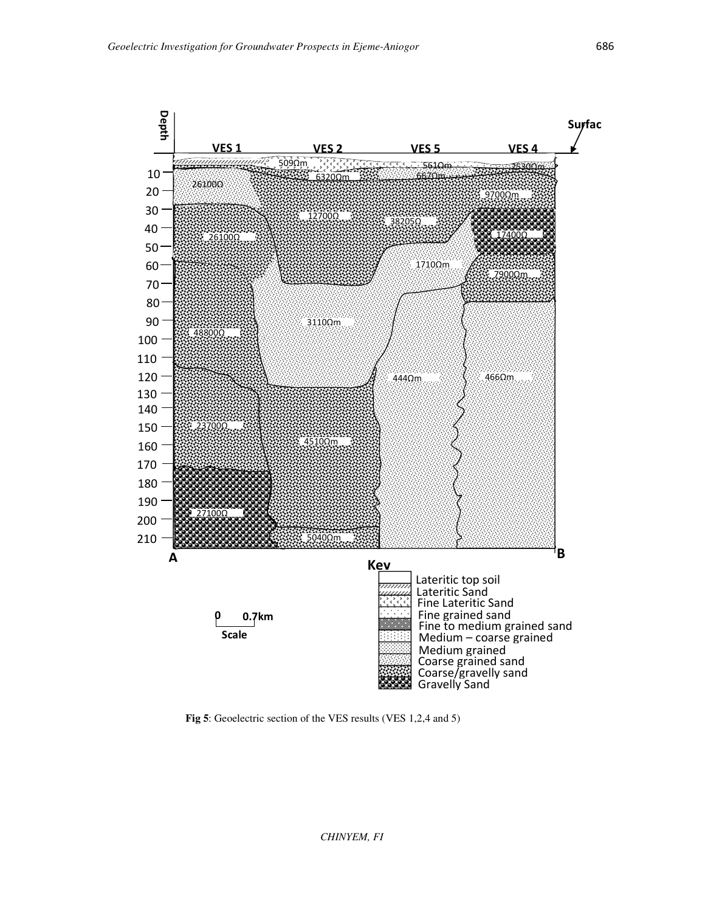**Fig 5**: Geoelectric section of the VES results (VES 1,2,4 and 5)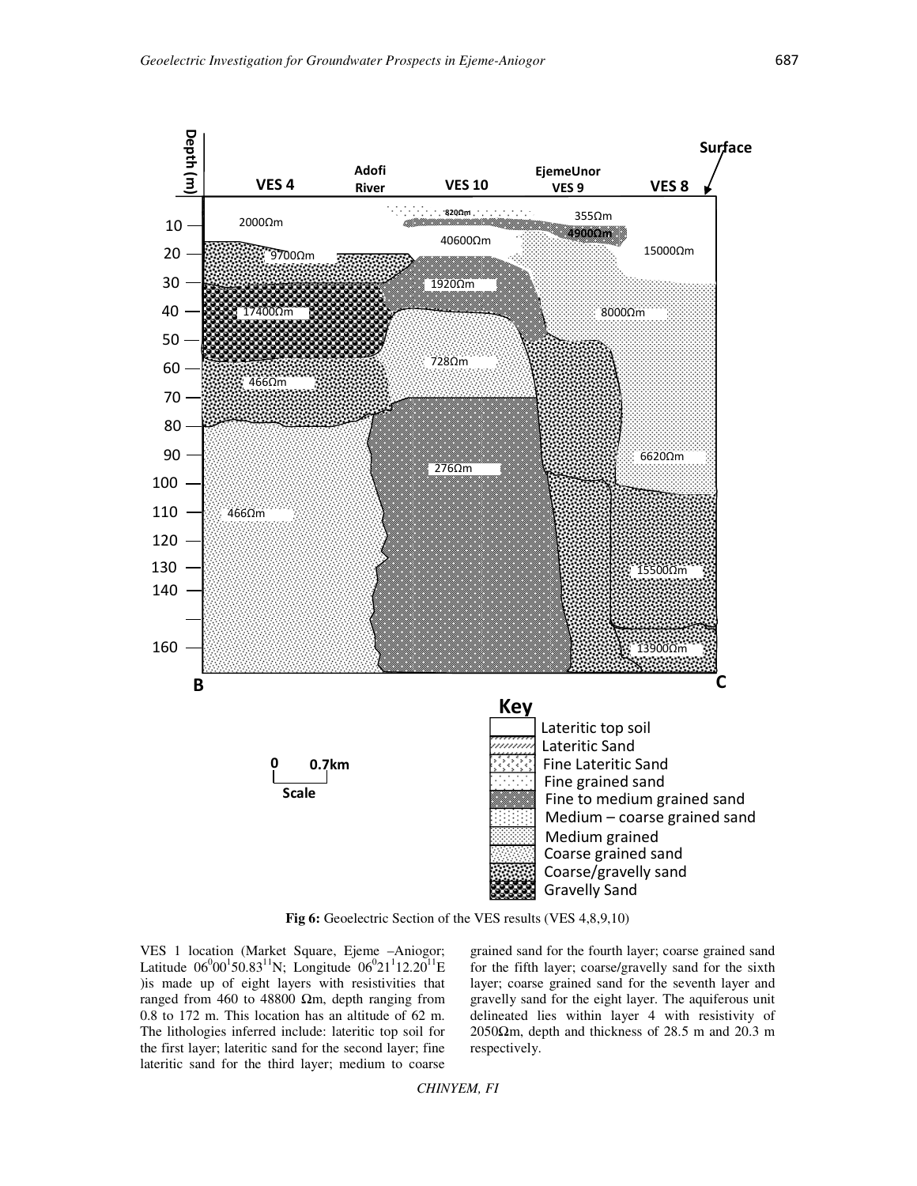**Fig 6:** Geoelectric Section of the VES results (VES 4,8,9,10)

VES 1 location (Market Square, Ejeme –Aniogor; Latitude $06^0 00^1 50.83^{11}$N; Longitude $06^0 21^1 12.20^{11}$E )is made up of eight layers with resistivities that ranged from 460 to 48800 Ωm, depth ranging from 0.8 to 172 m. This location has an altitude of 62 m. The lithologies inferred include: lateritic top soil for the first layer; lateritic sand for the second layer; fine lateritic sand for the third layer; medium to coarse grained sand for the fourth layer; coarse grained sand for the fifth layer; coarse/gravelly sand for the sixth layer; coarse grained sand for the seventh layer and gravelly sand for the eight layer. The aquiferous unit delineated lies within layer 4 with resistivity of 2050Ωm, depth and thickness of 28.5 m and 20.3 m respectively.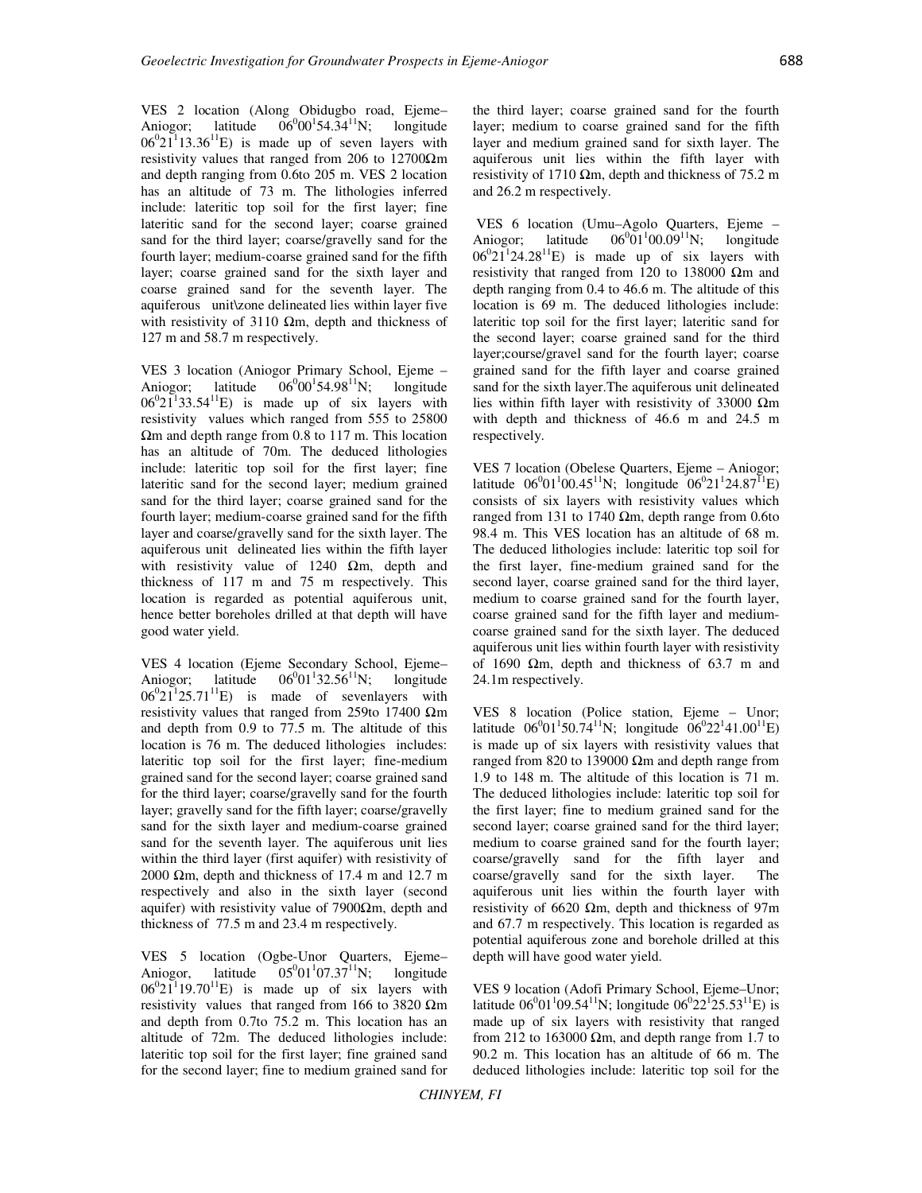VES 2 location (Along Obidugbo road, Ejeme–Aniogor; latitude $06^0 00^1 54.34^{11}$N; longitude $06^0 21^1 13.36^{11}$E) is made up of seven layers with resistivity values that ranged from 206 to 12700Ωm and depth ranging from 0.6to 205 m. VES 2 location has an altitude of 73 m. The lithologies inferred include: lateritic top soil for the first layer; fine lateritic sand for the second layer; coarse grained sand for the third layer; coarse/gravelly sand for the fourth layer; medium-coarse grained sand for the fifth layer; coarse grained sand for the sixth layer and coarse grained sand for the seventh layer. The aquiferous unit\zone delineated lies within layer five with resistivity of 3110 Ωm, depth and thickness of 127 m and 58.7 m respectively.

VES 3 location (Aniogor Primary School, Ejeme – Aniogor; latitude $06^0 00^1 54.98^{11}$N; longitude $06^0 21^1 33.54^{11}$E) is made up of six layers with resistivity values which ranged from 555 to 25800 Ωm and depth range from 0.8 to 117 m. This location has an altitude of 70m. The deduced lithologies include: lateritic top soil for the first layer; fine lateritic sand for the second layer; medium grained sand for the third layer; coarse grained sand for the fourth layer; medium-coarse grained sand for the fifth layer and coarse/gravelly sand for the sixth layer. The aquiferous unit delineated lies within the fifth layer with resistivity value of 1240 Ωm, depth and thickness of 117 m and 75 m respectively. This location is regarded as potential aquiferous unit, hence better boreholes drilled at that depth will have good water yield.

VES 4 location (Ejeme Secondary School, Ejeme–Aniogor; latitude $06^0 01^1 32.56^{11}$N; longitude $06^0 21^1 25.71^{11}$E) is made of sevenlayers with resistivity values that ranged from 259to 17400 Ωm and depth from 0.9 to 77.5 m. The altitude of this location is 76 m. The deduced lithologies includes: lateritic top soil for the first layer; fine-medium grained sand for the second layer; coarse grained sand for the third layer; coarse/gravelly sand for the fourth layer; gravelly sand for the fifth layer; coarse/gravelly sand for the sixth layer and medium-coarse grained sand for the seventh layer. The aquiferous unit lies within the third layer (first aquifer) with resistivity of 2000 Ωm, depth and thickness of 17.4 m and 12.7 m respectively and also in the sixth layer (second aquifer) with resistivity value of 7900Ωm, depth and thickness of 77.5 m and 23.4 m respectively.

VES 5 location (Ogbe-Unor Quarters, Ejeme–Aniogor, latitude $05^0 01^1 07.37^{11}$N; longitude $06^0 21^1 19.70^{11}$E) is made up of six layers with resistivity values that ranged from 166 to 3820 Ωm and depth from 0.7to 75.2 m. This location has an altitude of 72m. The deduced lithologies include: lateritic top soil for the first layer; fine grained sand for the second layer; fine to medium grained sand for the third layer; coarse grained sand for the fourth layer; medium to coarse grained sand for the fifth layer and medium grained sand for sixth layer. The aquiferous unit lies within the fifth layer with resistivity of 1710 Ωm, depth and thickness of 75.2 m and 26.2 m respectively.

VES 6 location (Umu–Agolo Quarters, Ejeme – Aniogor; latitude $06^0 01^1 00.09^{11}$N; longitude $06^0 21^1 24.28^{11}$E) is made up of six layers with resistivity that ranged from 120 to 138000 Ωm and depth ranging from 0.4 to 46.6 m. The altitude of this location is 69 m. The deduced lithologies include: lateritic top soil for the first layer; lateritic sand for the second layer; coarse grained sand for the third layer;course/gravel sand for the fourth layer; coarse grained sand for the fifth layer and coarse grained sand for the sixth layer.The aquiferous unit delineated lies within fifth layer with resistivity of 33000 Ωm with depth and thickness of 46.6 m and 24.5 m respectively.

VES 7 location (Obelese Quarters, Ejeme – Aniogor; latitude $06^0 01^1 00.45^{11}$N; longitude $06^0 21^1 24.87^{11}$E) consists of six layers with resistivity values which ranged from 131 to 1740 Ωm, depth range from 0.6to 98.4 m. This VES location has an altitude of 68 m. The deduced lithologies include: lateritic top soil for the first layer, fine-medium grained sand for the second layer, coarse grained sand for the third layer, medium to coarse grained sand for the fourth layer, coarse grained sand for the fifth layer and medium-coarse grained sand for the sixth layer. The deduced aquiferous unit lies within fourth layer with resistivity of 1690 Ωm, depth and thickness of 63.7 m and 24.1m respectively.

VES 8 location (Police station, Ejeme – Unor; latitude $06^0 01^1 50.74^{11}$N; longitude $06^0 22^1 41.00^{11}$E) is made up of six layers with resistivity values that ranged from 820 to 139000 Ωm and depth range from 1.9 to 148 m. The altitude of this location is 71 m. The deduced lithologies include: lateritic top soil for the first layer; fine to medium grained sand for the second layer; coarse grained sand for the third layer; medium to coarse grained sand for the fourth layer; coarse/gravelly sand for the fifth layer and coarse/gravelly sand for the sixth layer. The aquiferous unit lies within the fourth layer with resistivity of 6620 Ωm, depth and thickness of 97m and 67.7 m respectively. This location is regarded as potential aquiferous zone and borehole drilled at this depth will have good water yield.

VES 9 location (Adofi Primary School, Ejeme–Unor; latitude $06^0 01^1 09.54^{11}$N; longitude $06^0 22^1 25.53^{11}$E) is made up of six layers with resistivity that ranged from 212 to 163000 Ωm, and depth range from 1.7 to 90.2 m. This location has an altitude of 66 m. The deduced lithologies include: lateritic top soil for the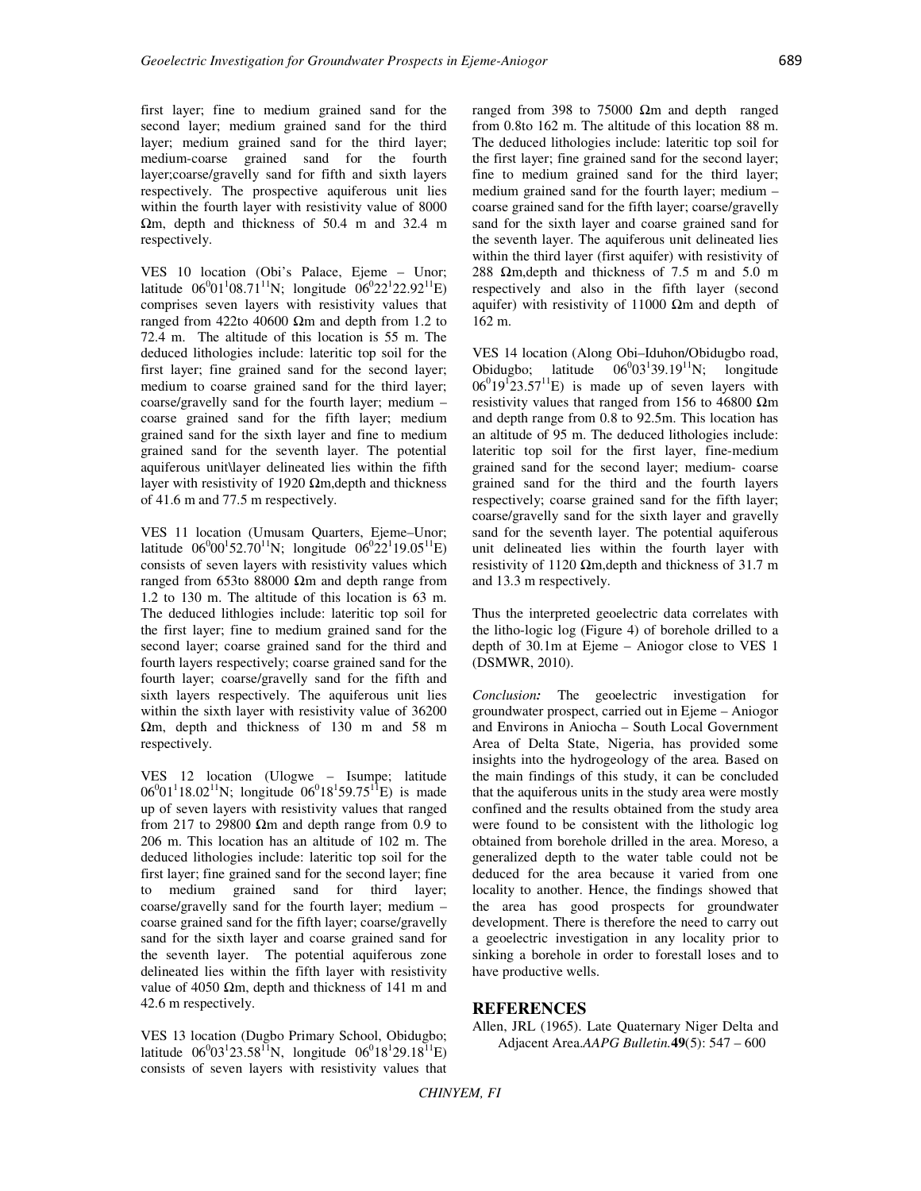first layer; fine to medium grained sand for the second layer; medium grained sand for the third layer; medium grained sand for the third layer; medium-coarse grained sand for the fourth layer;coarse/gravelly sand for fifth and sixth layers respectively. The prospective aquiferous unit lies within the fourth layer with resistivity value of 8000 Ωm, depth and thickness of 50.4 m and 32.4 m respectively.

VES 10 location (Obi's Palace, Ejeme – Unor; latitude $06^0 01^1 08.71^{11}$N; longitude $06^0 22^1 22.92^{11}$E) comprises seven layers with resistivity values that ranged from 422to 40600 Ωm and depth from 1.2 to 72.4 m. The altitude of this location is 55 m. The deduced lithologies include: lateritic top soil for the first layer; fine grained sand for the second layer; medium to coarse grained sand for the third layer; coarse/gravelly sand for the fourth layer; medium – coarse grained sand for the fifth layer; medium grained sand for the sixth layer and fine to medium grained sand for the seventh layer. The potential aquiferous unit\layer delineated lies within the fifth layer with resistivity of 1920 Ωm,depth and thickness of 41.6 m and 77.5 m respectively.

VES 11 location (Umusam Quarters, Ejeme–Unor; latitude $06^0 00^1 52.70^{11}$N; longitude $06^0 22^1 19.05^{11}$E) consists of seven layers with resistivity values which ranged from 653to 88000 Ωm and depth range from 1.2 to 130 m. The altitude of this location is 63 m. The deduced lithlogies include: lateritic top soil for the first layer; fine to medium grained sand for the second layer; coarse grained sand for the third and fourth layers respectively; coarse grained sand for the fourth layer; coarse/gravelly sand for the fifth and sixth layers respectively. The aquiferous unit lies within the sixth layer with resistivity value of 36200 Ωm, depth and thickness of 130 m and 58 m respectively.

VES 12 location (Ulogwe – Isumpe; latitude $06^0 01^1 18.02^{11}$N; longitude $06^0 18^1 59.75^{11}$E) is made up of seven layers with resistivity values that ranged from 217 to 29800 Ωm and depth range from 0.9 to 206 m. This location has an altitude of 102 m. The deduced lithologies include: lateritic top soil for the first layer; fine grained sand for the second layer; fine to medium grained sand for third layer; coarse/gravelly sand for the fourth layer; medium – coarse grained sand for the fifth layer; coarse/gravelly sand for the sixth layer and coarse grained sand for the seventh layer. The potential aquiferous zone delineated lies within the fifth layer with resistivity value of 4050 Ωm, depth and thickness of 141 m and 42.6 m respectively.

VES 13 location (Dugbo Primary School, Obidugbo; latitude $06^0 03^1 23.58^{11}$N, longitude $06^0 18^1 29.18^{11}$E) consists of seven layers with resistivity values that ranged from 398 to 75000 Ωm and depth ranged from 0.8to 162 m. The altitude of this location 88 m. The deduced lithologies include: lateritic top soil for the first layer; fine grained sand for the second layer; fine to medium grained sand for the third layer; medium grained sand for the fourth layer; medium – coarse grained sand for the fifth layer; coarse/gravelly sand for the sixth layer and coarse grained sand for the seventh layer. The aquiferous unit delineated lies within the third layer (first aquifer) with resistivity of 288 Ωm,depth and thickness of 7.5 m and 5.0 m respectively and also in the fifth layer (second aquifer) with resistivity of 11000 Ωm and depth of 162 m.

VES 14 location (Along Obi–Iduhon/Obidugbo road, Obidugbo; latitude $06^0 03^1 39.19^{11}$N; longitude $06^0 19^1 23.57^{11}$E) is made up of seven layers with resistivity values that ranged from 156 to 46800 Ωm and depth range from 0.8 to 92.5m. This location has an altitude of 95 m. The deduced lithologies include: lateritic top soil for the first layer, fine-medium grained sand for the second layer; medium- coarse grained sand for the third and the fourth layers respectively; coarse grained sand for the fifth layer; coarse/gravelly sand for the sixth layer and gravelly sand for the seventh layer. The potential aquiferous unit delineated lies within the fourth layer with resistivity of 1120 Ωm,depth and thickness of 31.7 m and 13.3 m respectively.

Thus the interpreted geoelectric data correlates with the litho-logic log (Figure 4) of borehole drilled to a depth of 30.1m at Ejeme – Aniogor close to VES 1 (DSMWR, 2010).

*Conclusion:* The geoelectric investigation for groundwater prospect, carried out in Ejeme – Aniogor and Environs in Aniocha – South Local Government Area of Delta State, Nigeria, has provided some insights into the hydrogeology of the area. Based on the main findings of this study, it can be concluded that the aquiferous units in the study area were mostly confined and the results obtained from the study area were found to be consistent with the lithologic log obtained from borehole drilled in the area. Moreso, a generalized depth to the water table could not be deduced for the area because it varied from one locality to another. Hence, the findings showed that the area has good prospects for groundwater development. There is therefore the need to carry out a geoelectric investigation in any locality prior to sinking a borehole in order to forestall loses and to have productive wells.

## REFERENCES

Allen, JRL (1965). Late Quaternary Niger Delta and Adjacent Area.*AAPG Bulletin.* **49**(5): 547 – 600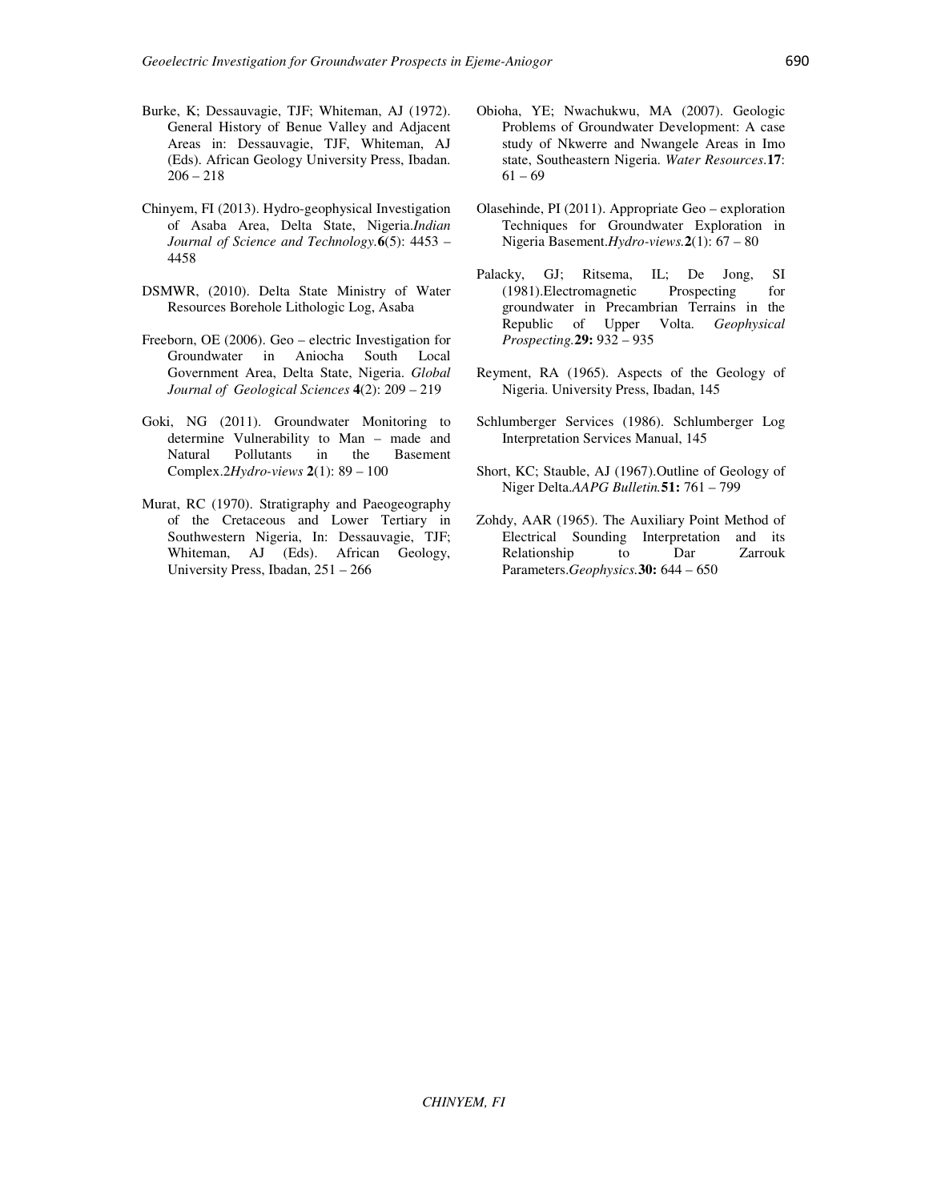Burke, K; Dessauvagie, TJF; Whiteman, AJ (1972). General History of Benue Valley and Adjacent Areas in: Dessauvagie, TJF, Whiteman, AJ (Eds). African Geology University Press, Ibadan. 206 – 218

Chinyem, FI (2013). Hydro-geophysical Investigation of Asaba Area, Delta State, Nigeria.*Indian Journal of Science and Technology.***6**(5): 4453 – 4458

DSMWR, (2010). Delta State Ministry of Water Resources Borehole Lithologic Log, Asaba

Freeborn, OE (2006). Geo – electric Investigation for Groundwater in Aniocha South Local Government Area, Delta State, Nigeria. *Global Journal of Geological Sciences* **4**(2): 209 – 219

Goki, NG (2011). Groundwater Monitoring to determine Vulnerability to Man – made and Natural Pollutants in the Basement Complex.2*Hydro-views* **2**(1): 89 – 100

Murat, RC (1970). Stratigraphy and Paeogeography of the Cretaceous and Lower Tertiary in Southwestern Nigeria, In: Dessauvagie, TJF; Whiteman, AJ (Eds). African Geology, University Press, Ibadan, 251 – 266

Obioha, YE; Nwachukwu, MA (2007). Geologic Problems of Groundwater Development: A case study of Nkwerre and Nwangele Areas in Imo state, Southeastern Nigeria. *Water Resources.***17**: 61 – 69

Olasehinde, PI (2011). Appropriate Geo – exploration Techniques for Groundwater Exploration in Nigeria Basement.*Hydro-views.***2**(1): 67 – 80

Palacky, GJ; Ritsema, IL; De Jong, SI (1981).Electromagnetic Prospecting for groundwater in Precambrian Terrains in the Republic of Upper Volta. *Geophysical Prospecting.***29:** 932 – 935

Reyment, RA (1965). Aspects of the Geology of Nigeria. University Press, Ibadan, 145

Schlumberger Services (1986). Schlumberger Log Interpretation Services Manual, 145

Short, KC; Stauble, AJ (1967).Outline of Geology of Niger Delta.*AAPG Bulletin.***51:** 761 – 799

Zohdy, AAR (1965). The Auxiliary Point Method of Electrical Sounding Interpretation and its Relationship to Dar Zarrouk Parameters.*Geophysics.***30:** 644 – 650